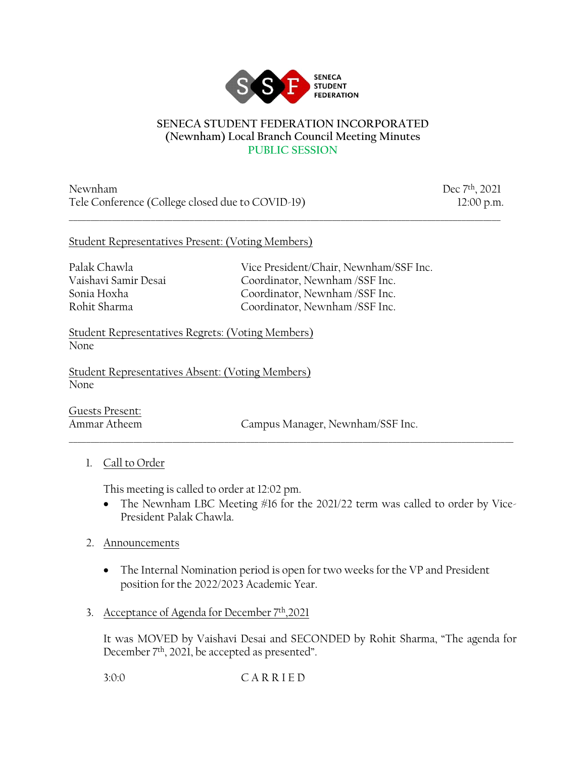# SENECA STUDENT FEDERATION INCORPORATED
## (Newnham) Local Branch Council Meeting Minutes
### PUBLIC SESSION

Newnham
Tele Conference (College closed due to COVID-19)

Dec 7th, 2021
12:00 p.m.

---

Student Representatives Present: (Voting Members)

| | |
|---|---|
| Palak Chawla | Vice President/Chair, Newnham/SSF Inc. |
| Vaishavi Samir Desai | Coordinator, Newnham /SSF Inc. |
| Sonia Hoxha | Coordinator, Newnham /SSF Inc. |
| Rohit Sharma | Coordinator, Newnham /SSF Inc. |

Student Representatives Regrets: (Voting Members)
None

Student Representatives Absent: (Voting Members)
None

Guests Present:

| | |
|---|---|
| Ammar Atheem | Campus Manager, Newnham/SSF Inc. |

---

1. Call to Order

   This meeting is called to order at 12:02 pm.
   - The Newnham LBC Meeting #16 for the 2021/22 term was called to order by Vice-President Palak Chawla.

2. Announcements

   - The Internal Nomination period is open for two weeks for the VP and President position for the 2022/2023 Academic Year.

3. Acceptance of Agenda for December 7th,2021

   It was MOVED by Vaishavi Desai and SECONDED by Rohit Sharma, "The agenda for December 7th, 2021, be accepted as presented".

   3:0:0 C A R R I E D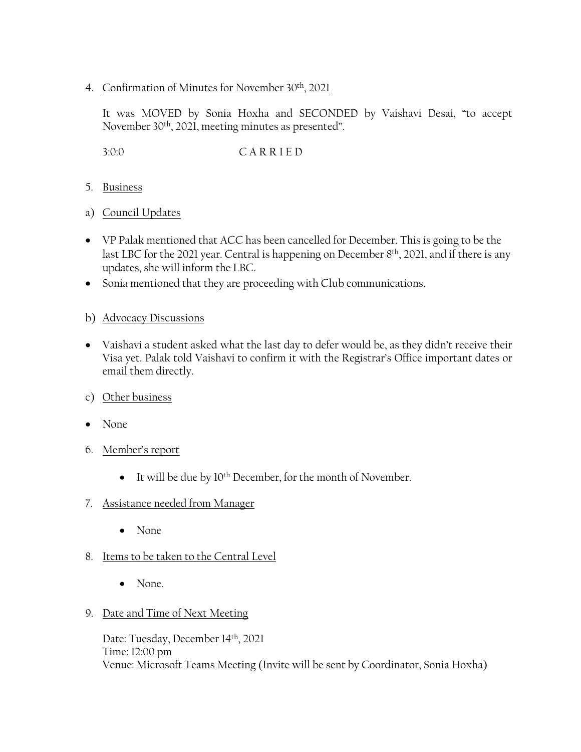4. Confirmation of Minutes for November 30th, 2021

   It was MOVED by Sonia Hoxha and SECONDED by Vaishavi Desai, "to accept November 30th, 2021, meeting minutes as presented".

   3:0:0 C A R R I E D

5. Business

a) Council Updates

- VP Palak mentioned that ACC has been cancelled for December. This is going to be the last LBC for the 2021 year. Central is happening on December 8th, 2021, and if there is any updates, she will inform the LBC.
- Sonia mentioned that they are proceeding with Club communications.

b) Advocacy Discussions

- Vaishavi a student asked what the last day to defer would be, as they didn't receive their Visa yet. Palak told Vaishavi to confirm it with the Registrar's Office important dates or email them directly.

c) Other business

- None

6. Member's report

   - It will be due by 10th December, for the month of November.

7. Assistance needed from Manager

   - None

8. Items to be taken to the Central Level

   - None.

9. Date and Time of Next Meeting

   Date: Tuesday, December 14th, 2021
   Time: 12:00 pm
   Venue: Microsoft Teams Meeting (Invite will be sent by Coordinator, Sonia Hoxha)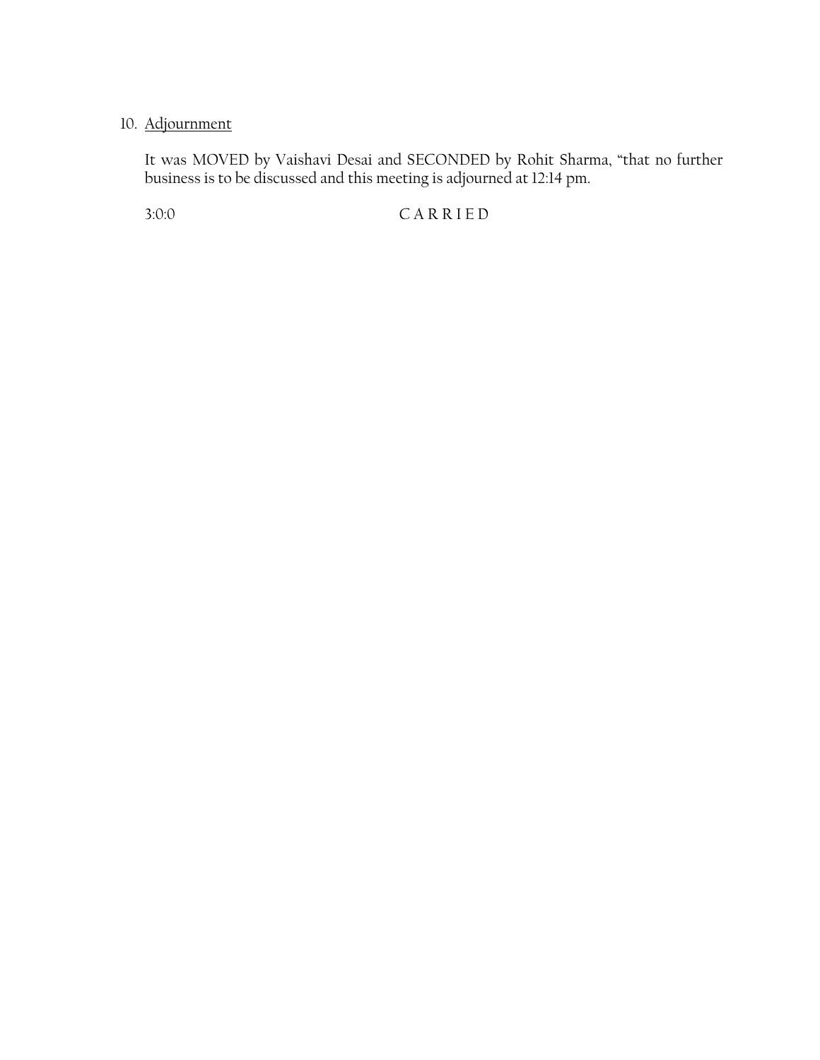10. Adjournment

    It was MOVED by Vaishavi Desai and SECONDED by Rohit Sharma, "that no further business is to be discussed and this meeting is adjourned at 12:14 pm.

    3:0:0 C A R R I E D